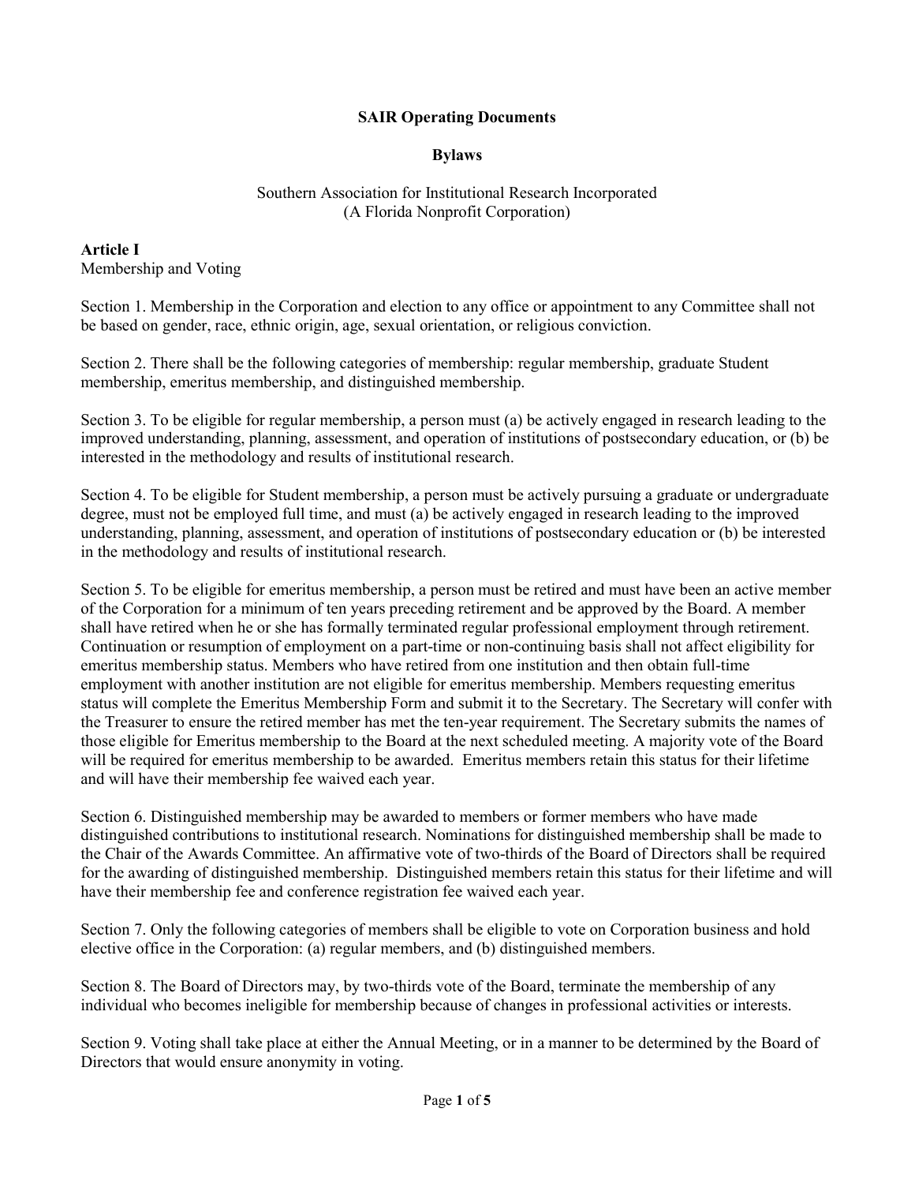**SAIR Operating Documents**

**Bylaws**

Southern Association for Institutional Research Incorporated
(A Florida Nonprofit Corporation)

**Article I**
Membership and Voting

Section 1. Membership in the Corporation and election to any office or appointment to any Committee shall not be based on gender, race, ethnic origin, age, sexual orientation, or religious conviction.

Section 2. There shall be the following categories of membership: regular membership, graduate Student membership, emeritus membership, and distinguished membership.

Section 3. To be eligible for regular membership, a person must (a) be actively engaged in research leading to the improved understanding, planning, assessment, and operation of institutions of postsecondary education, or (b) be interested in the methodology and results of institutional research.

Section 4. To be eligible for Student membership, a person must be actively pursuing a graduate or undergraduate degree, must not be employed full time, and must (a) be actively engaged in research leading to the improved understanding, planning, assessment, and operation of institutions of postsecondary education or (b) be interested in the methodology and results of institutional research.

Section 5. To be eligible for emeritus membership, a person must be retired and must have been an active member of the Corporation for a minimum of ten years preceding retirement and be approved by the Board. A member shall have retired when he or she has formally terminated regular professional employment through retirement. Continuation or resumption of employment on a part-time or non-continuing basis shall not affect eligibility for emeritus membership status. Members who have retired from one institution and then obtain full-time employment with another institution are not eligible for emeritus membership. Members requesting emeritus status will complete the Emeritus Membership Form and submit it to the Secretary. The Secretary will confer with the Treasurer to ensure the retired member has met the ten-year requirement. The Secretary submits the names of those eligible for Emeritus membership to the Board at the next scheduled meeting. A majority vote of the Board will be required for emeritus membership to be awarded. Emeritus members retain this status for their lifetime and will have their membership fee waived each year.

Section 6. Distinguished membership may be awarded to members or former members who have made distinguished contributions to institutional research. Nominations for distinguished membership shall be made to the Chair of the Awards Committee. An affirmative vote of two-thirds of the Board of Directors shall be required for the awarding of distinguished membership. Distinguished members retain this status for their lifetime and will have their membership fee and conference registration fee waived each year.

Section 7. Only the following categories of members shall be eligible to vote on Corporation business and hold elective office in the Corporation: (a) regular members, and (b) distinguished members.

Section 8. The Board of Directors may, by two-thirds vote of the Board, terminate the membership of any individual who becomes ineligible for membership because of changes in professional activities or interests.

Section 9. Voting shall take place at either the Annual Meeting, or in a manner to be determined by the Board of Directors that would ensure anonymity in voting.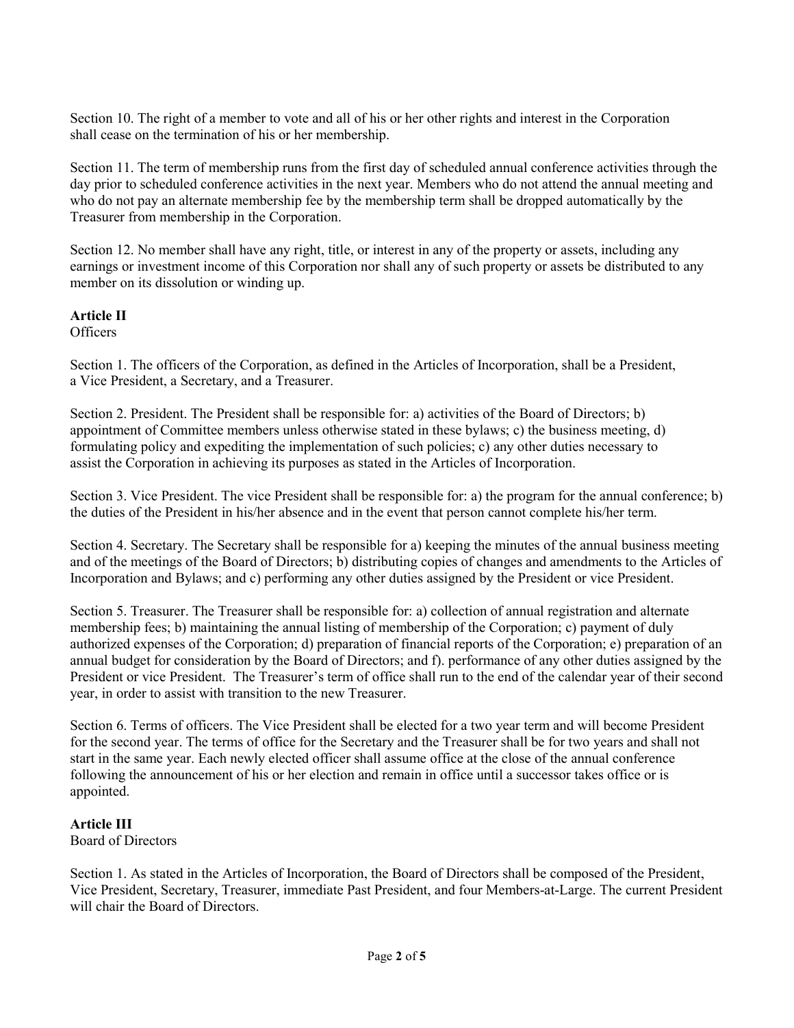Section 10. The right of a member to vote and all of his or her other rights and interest in the Corporation shall cease on the termination of his or her membership.

Section 11. The term of membership runs from the first day of scheduled annual conference activities through the day prior to scheduled conference activities in the next year. Members who do not attend the annual meeting and who do not pay an alternate membership fee by the membership term shall be dropped automatically by the Treasurer from membership in the Corporation.

Section 12. No member shall have any right, title, or interest in any of the property or assets, including any earnings or investment income of this Corporation nor shall any of such property or assets be distributed to any member on its dissolution or winding up.

**Article II**
Officers

Section 1. The officers of the Corporation, as defined in the Articles of Incorporation, shall be a President, a Vice President, a Secretary, and a Treasurer.

Section 2. President. The President shall be responsible for: a) activities of the Board of Directors; b) appointment of Committee members unless otherwise stated in these bylaws; c) the business meeting, d) formulating policy and expediting the implementation of such policies; c) any other duties necessary to assist the Corporation in achieving its purposes as stated in the Articles of Incorporation.

Section 3. Vice President. The vice President shall be responsible for: a) the program for the annual conference; b) the duties of the President in his/her absence and in the event that person cannot complete his/her term.

Section 4. Secretary. The Secretary shall be responsible for a) keeping the minutes of the annual business meeting and of the meetings of the Board of Directors; b) distributing copies of changes and amendments to the Articles of Incorporation and Bylaws; and c) performing any other duties assigned by the President or vice President.

Section 5. Treasurer. The Treasurer shall be responsible for: a) collection of annual registration and alternate membership fees; b) maintaining the annual listing of membership of the Corporation; c) payment of duly authorized expenses of the Corporation; d) preparation of financial reports of the Corporation; e) preparation of an annual budget for consideration by the Board of Directors; and f). performance of any other duties assigned by the President or vice President. The Treasurer's term of office shall run to the end of the calendar year of their second year, in order to assist with transition to the new Treasurer.

Section 6. Terms of officers. The Vice President shall be elected for a two year term and will become President for the second year. The terms of office for the Secretary and the Treasurer shall be for two years and shall not start in the same year. Each newly elected officer shall assume office at the close of the annual conference following the announcement of his or her election and remain in office until a successor takes office or is appointed.

**Article III**
Board of Directors

Section 1. As stated in the Articles of Incorporation, the Board of Directors shall be composed of the President, Vice President, Secretary, Treasurer, immediate Past President, and four Members-at-Large. The current President will chair the Board of Directors.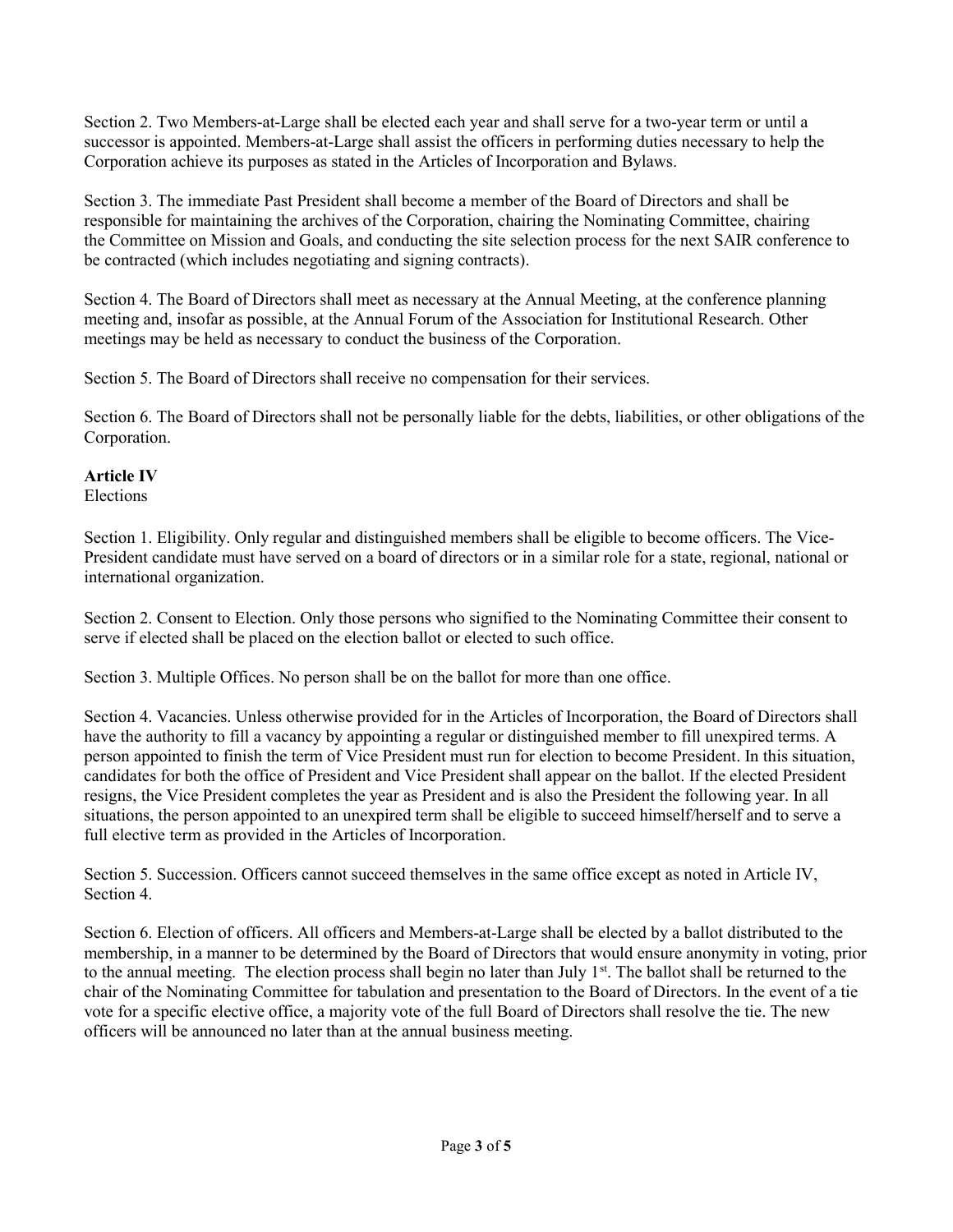Section 2. Two Members-at-Large shall be elected each year and shall serve for a two-year term or until a successor is appointed. Members-at-Large shall assist the officers in performing duties necessary to help the Corporation achieve its purposes as stated in the Articles of Incorporation and Bylaws.

Section 3. The immediate Past President shall become a member of the Board of Directors and shall be responsible for maintaining the archives of the Corporation, chairing the Nominating Committee, chairing the Committee on Mission and Goals, and conducting the site selection process for the next SAIR conference to be contracted (which includes negotiating and signing contracts).

Section 4. The Board of Directors shall meet as necessary at the Annual Meeting, at the conference planning meeting and, insofar as possible, at the Annual Forum of the Association for Institutional Research. Other meetings may be held as necessary to conduct the business of the Corporation.

Section 5. The Board of Directors shall receive no compensation for their services.

Section 6. The Board of Directors shall not be personally liable for the debts, liabilities, or other obligations of the Corporation.

**Article IV**
Elections

Section 1. Eligibility. Only regular and distinguished members shall be eligible to become officers. The Vice-President candidate must have served on a board of directors or in a similar role for a state, regional, national or international organization.

Section 2. Consent to Election. Only those persons who signified to the Nominating Committee their consent to serve if elected shall be placed on the election ballot or elected to such office.

Section 3. Multiple Offices. No person shall be on the ballot for more than one office.

Section 4. Vacancies. Unless otherwise provided for in the Articles of Incorporation, the Board of Directors shall have the authority to fill a vacancy by appointing a regular or distinguished member to fill unexpired terms. A person appointed to finish the term of Vice President must run for election to become President. In this situation, candidates for both the office of President and Vice President shall appear on the ballot. If the elected President resigns, the Vice President completes the year as President and is also the President the following year. In all situations, the person appointed to an unexpired term shall be eligible to succeed himself/herself and to serve a full elective term as provided in the Articles of Incorporation.

Section 5. Succession. Officers cannot succeed themselves in the same office except as noted in Article IV, Section 4.

Section 6. Election of officers. All officers and Members-at-Large shall be elected by a ballot distributed to the membership, in a manner to be determined by the Board of Directors that would ensure anonymity in voting, prior to the annual meeting. The election process shall begin no later than July 1st. The ballot shall be returned to the chair of the Nominating Committee for tabulation and presentation to the Board of Directors. In the event of a tie vote for a specific elective office, a majority vote of the full Board of Directors shall resolve the tie. The new officers will be announced no later than at the annual business meeting.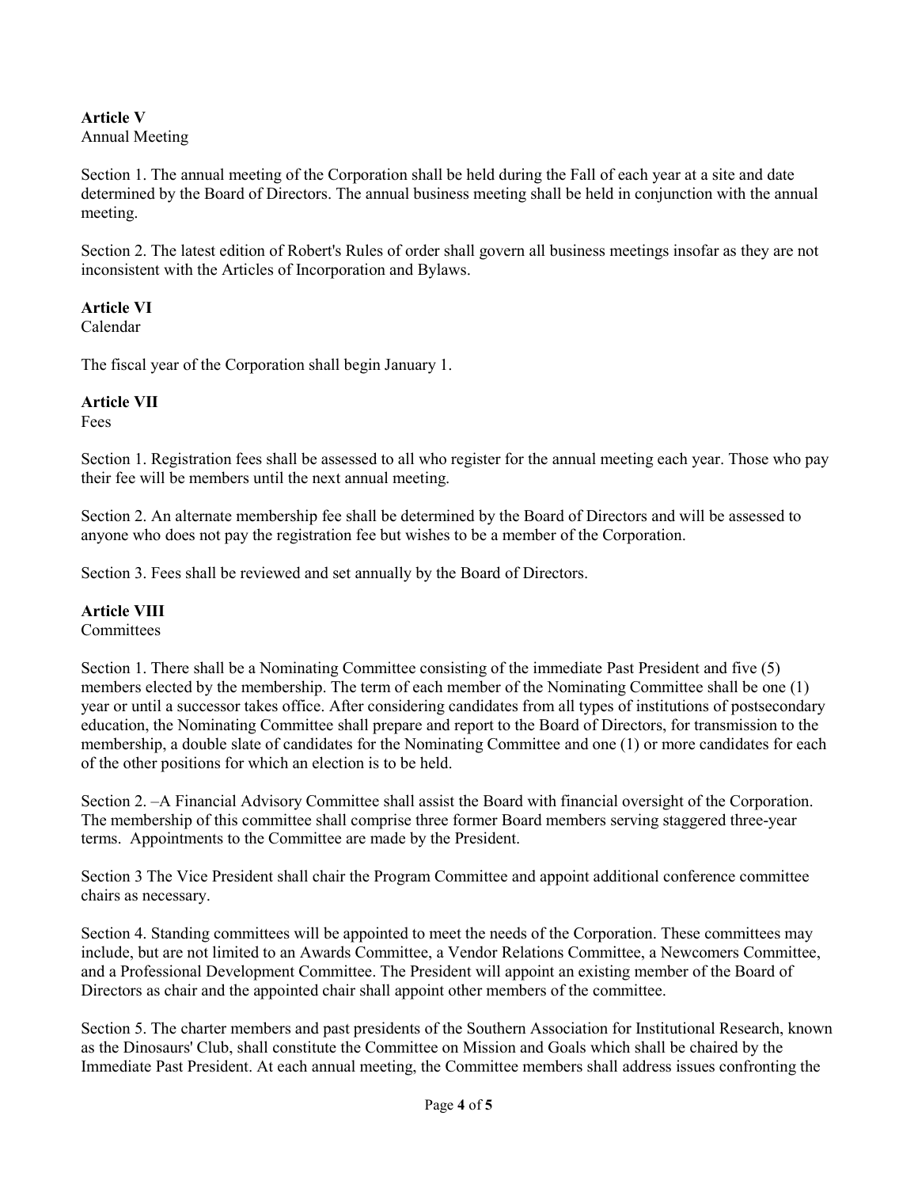**Article V**
Annual Meeting

Section 1. The annual meeting of the Corporation shall be held during the Fall of each year at a site and date determined by the Board of Directors. The annual business meeting shall be held in conjunction with the annual meeting.

Section 2. The latest edition of Robert's Rules of order shall govern all business meetings insofar as they are not inconsistent with the Articles of Incorporation and Bylaws.

**Article VI**
Calendar

The fiscal year of the Corporation shall begin January 1.

**Article VII**
Fees

Section 1. Registration fees shall be assessed to all who register for the annual meeting each year. Those who pay their fee will be members until the next annual meeting.

Section 2. An alternate membership fee shall be determined by the Board of Directors and will be assessed to anyone who does not pay the registration fee but wishes to be a member of the Corporation.

Section 3. Fees shall be reviewed and set annually by the Board of Directors.

**Article VIII**
Committees

Section 1. There shall be a Nominating Committee consisting of the immediate Past President and five (5) members elected by the membership. The term of each member of the Nominating Committee shall be one (1) year or until a successor takes office. After considering candidates from all types of institutions of postsecondary education, the Nominating Committee shall prepare and report to the Board of Directors, for transmission to the membership, a double slate of candidates for the Nominating Committee and one (1) or more candidates for each of the other positions for which an election is to be held.

Section 2. –A Financial Advisory Committee shall assist the Board with financial oversight of the Corporation. The membership of this committee shall comprise three former Board members serving staggered three-year terms. Appointments to the Committee are made by the President.

Section 3 The Vice President shall chair the Program Committee and appoint additional conference committee chairs as necessary.

Section 4. Standing committees will be appointed to meet the needs of the Corporation. These committees may include, but are not limited to an Awards Committee, a Vendor Relations Committee, a Newcomers Committee, and a Professional Development Committee. The President will appoint an existing member of the Board of Directors as chair and the appointed chair shall appoint other members of the committee.

Section 5. The charter members and past presidents of the Southern Association for Institutional Research, known as the Dinosaurs' Club, shall constitute the Committee on Mission and Goals which shall be chaired by the Immediate Past President. At each annual meeting, the Committee members shall address issues confronting the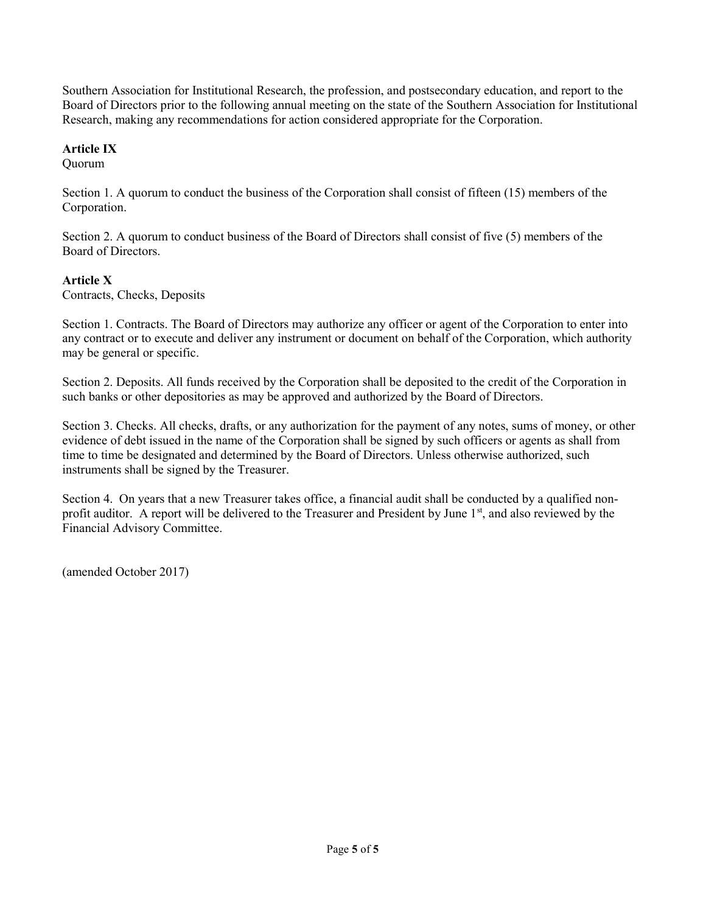Southern Association for Institutional Research, the profession, and postsecondary education, and report to the Board of Directors prior to the following annual meeting on the state of the Southern Association for Institutional Research, making any recommendations for action considered appropriate for the Corporation.

**Article IX**

Quorum

Section 1. A quorum to conduct the business of the Corporation shall consist of fifteen (15) members of the Corporation.

Section 2. A quorum to conduct business of the Board of Directors shall consist of five (5) members of the Board of Directors.

**Article X**

Contracts, Checks, Deposits

Section 1. Contracts. The Board of Directors may authorize any officer or agent of the Corporation to enter into any contract or to execute and deliver any instrument or document on behalf of the Corporation, which authority may be general or specific.

Section 2. Deposits. All funds received by the Corporation shall be deposited to the credit of the Corporation in such banks or other depositories as may be approved and authorized by the Board of Directors.

Section 3. Checks. All checks, drafts, or any authorization for the payment of any notes, sums of money, or other evidence of debt issued in the name of the Corporation shall be signed by such officers or agents as shall from time to time be designated and determined by the Board of Directors. Unless otherwise authorized, such instruments shall be signed by the Treasurer.

Section 4. On years that a new Treasurer takes office, a financial audit shall be conducted by a qualified non-profit auditor. A report will be delivered to the Treasurer and President by June 1st, and also reviewed by the Financial Advisory Committee.

(amended October 2017)